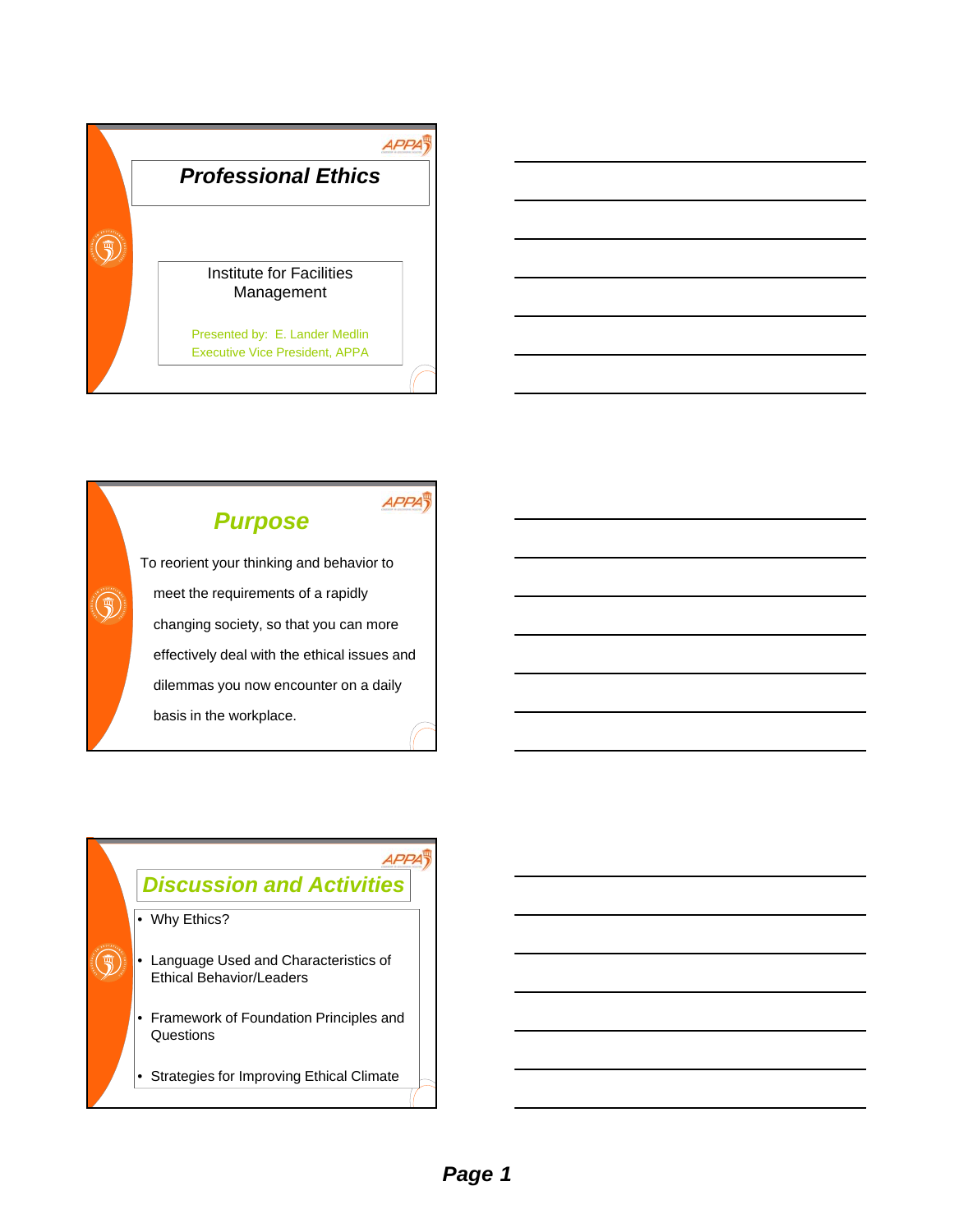# Professional Ethics

Institute for Facilities Management

Presented by: E. Lander Medlin
Executive Vice President, APPA

## Purpose

To reorient your thinking and behavior to meet the requirements of a rapidly changing society, so that you can more effectively deal with the ethical issues and dilemmas you now encounter on a daily basis in the workplace.

## Discussion and Activities

- Why Ethics?
- Language Used and Characteristics of Ethical Behavior/Leaders
- Framework of Foundation Principles and Questions
- Strategies for Improving Ethical Climate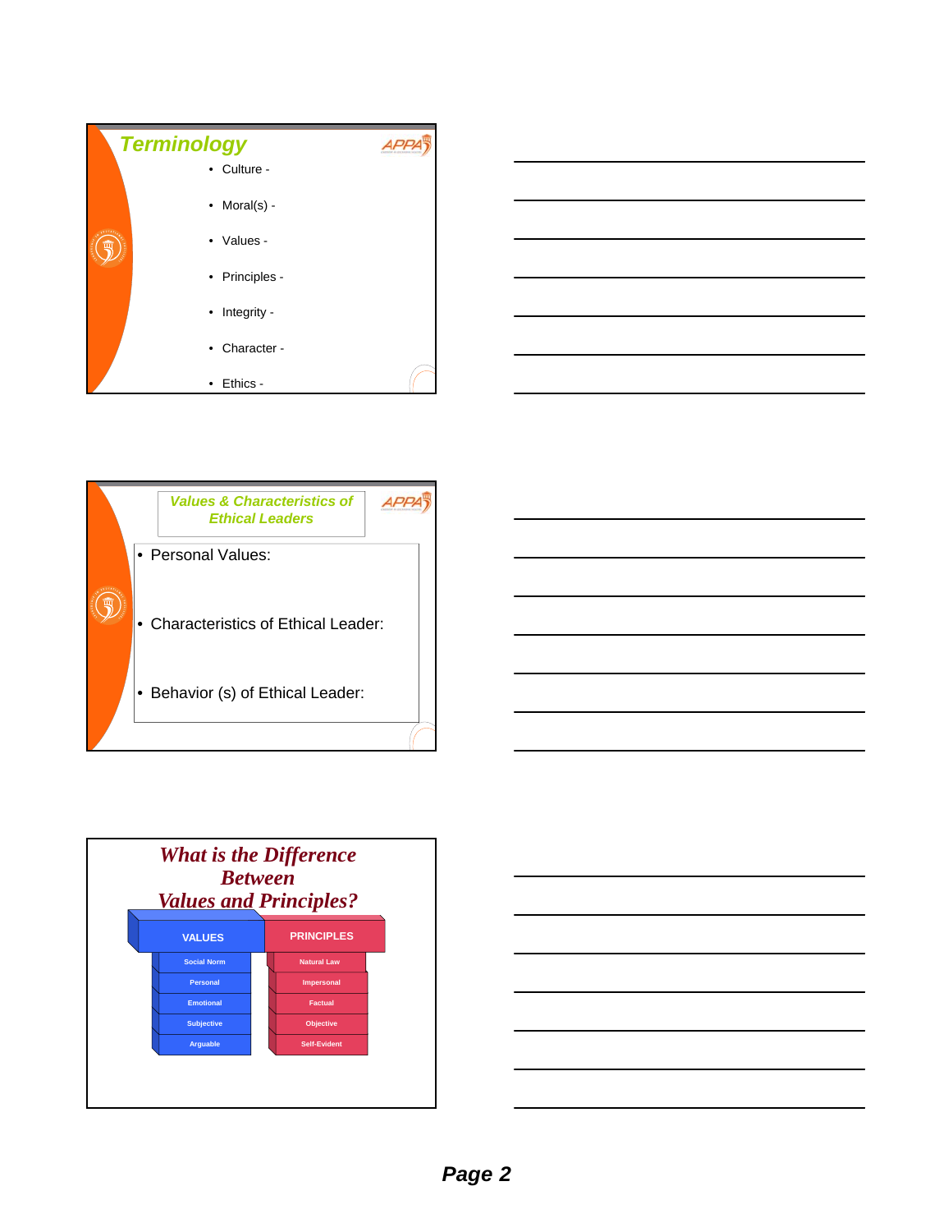## Terminology

- Culture -
- Moral(s) -
- Values -
- Principles -
- Integrity -
- Character -
- Ethics -

## Values & Characteristics of Ethical Leaders

- Personal Values:
- Characteristics of Ethical Leader:
- Behavior (s) of Ethical Leader:

## What is the Difference Between Values and Principles?

| VALUES | PRINCIPLES |
| --- | --- |
| Social Norm | Natural Law |
| Personal | Impersonal |
| Emotional | Factual |
| Subjective | Objective |
| Arguable | Self-Evident |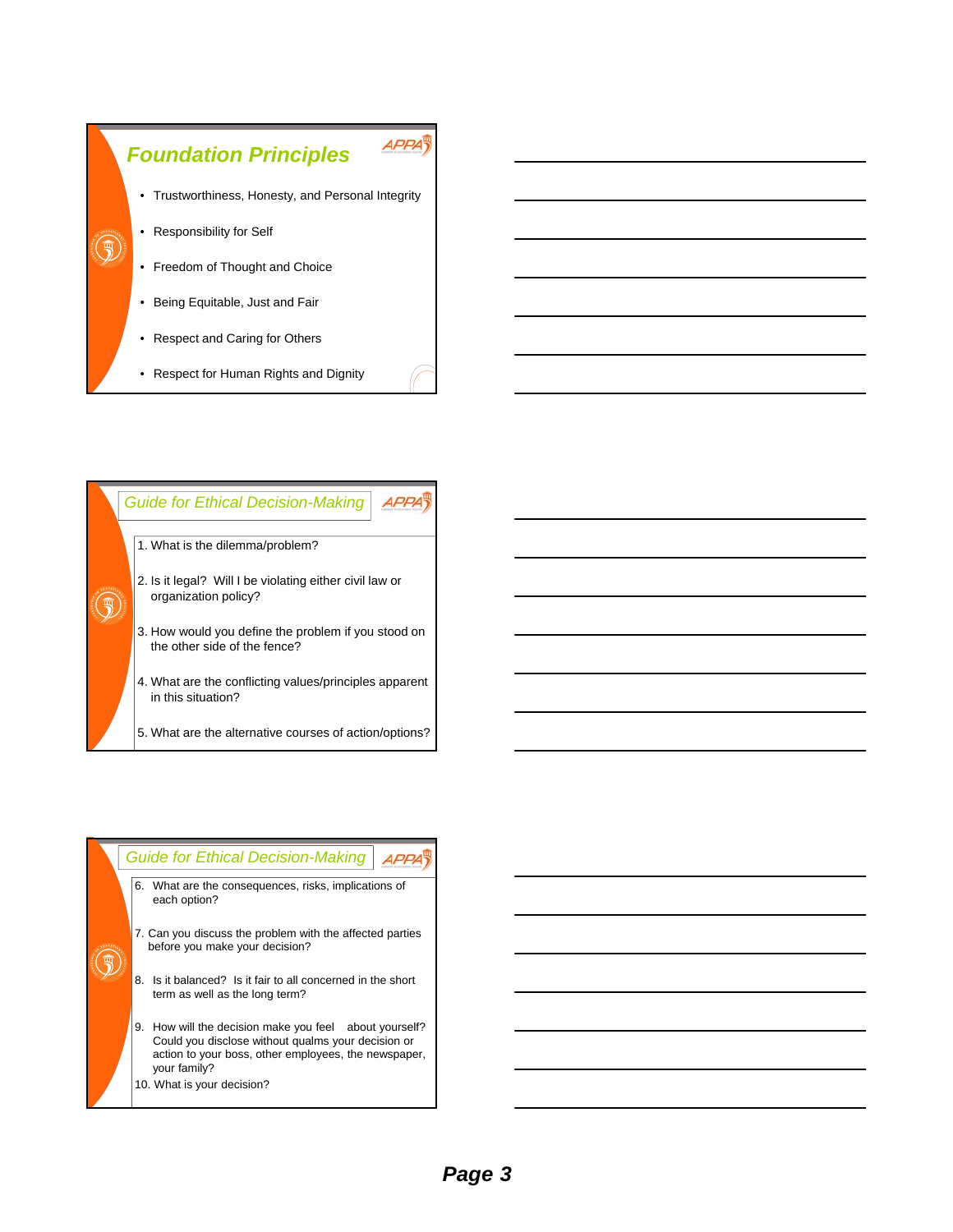## Foundation Principles

- Trustworthiness, Honesty, and Personal Integrity
- Responsibility for Self
- Freedom of Thought and Choice
- Being Equitable, Just and Fair
- Respect and Caring for Others
- Respect for Human Rights and Dignity

## Guide for Ethical Decision-Making

1. What is the dilemma/problem?
2. Is it legal? Will I be violating either civil law or organization policy?
3. How would you define the problem if you stood on the other side of the fence?
4. What are the conflicting values/principles apparent in this situation?
5. What are the alternative courses of action/options?

## Guide for Ethical Decision-Making

6. What are the consequences, risks, implications of each option?
7. Can you discuss the problem with the affected parties before you make your decision?
8. Is it balanced? Is it fair to all concerned in the short term as well as the long term?
9. How will the decision make you feel about yourself? Could you disclose without qualms your decision or action to your boss, other employees, the newspaper, your family?
10. What is your decision?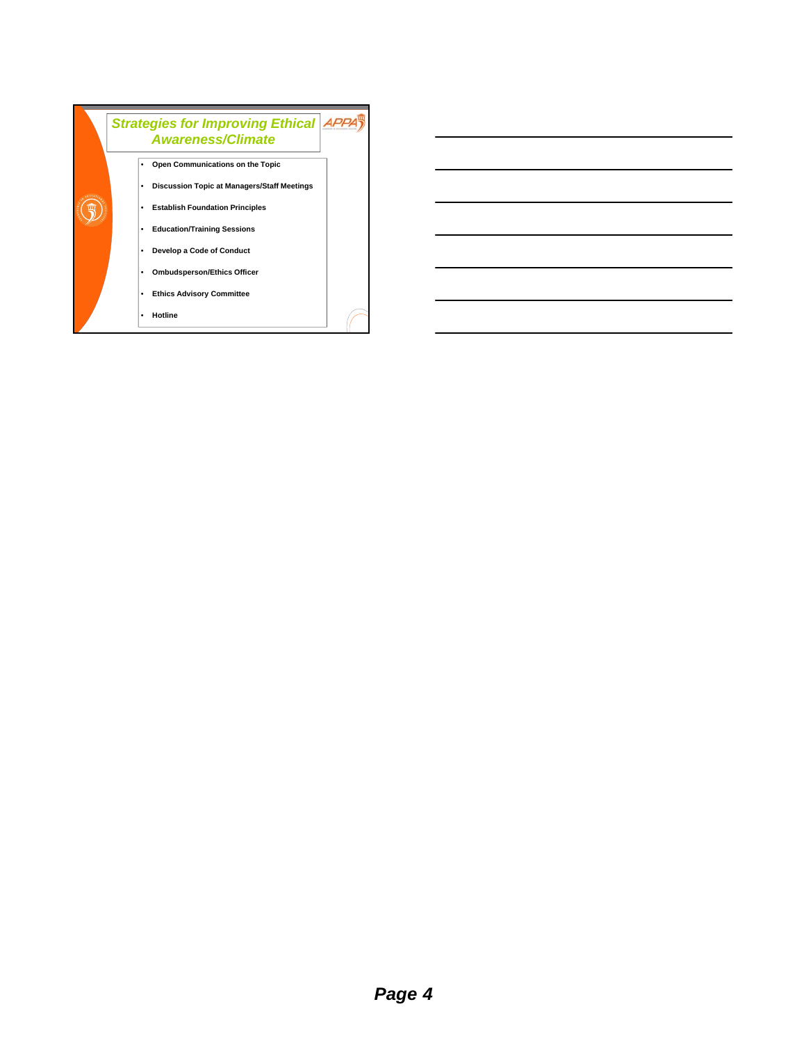## Strategies for Improving Ethical Awareness/Climate

- Open Communications on the Topic
- Discussion Topic at Managers/Staff Meetings
- Establish Foundation Principles
- Education/Training Sessions
- Develop a Code of Conduct
- Ombudsperson/Ethics Officer
- Ethics Advisory Committee
- Hotline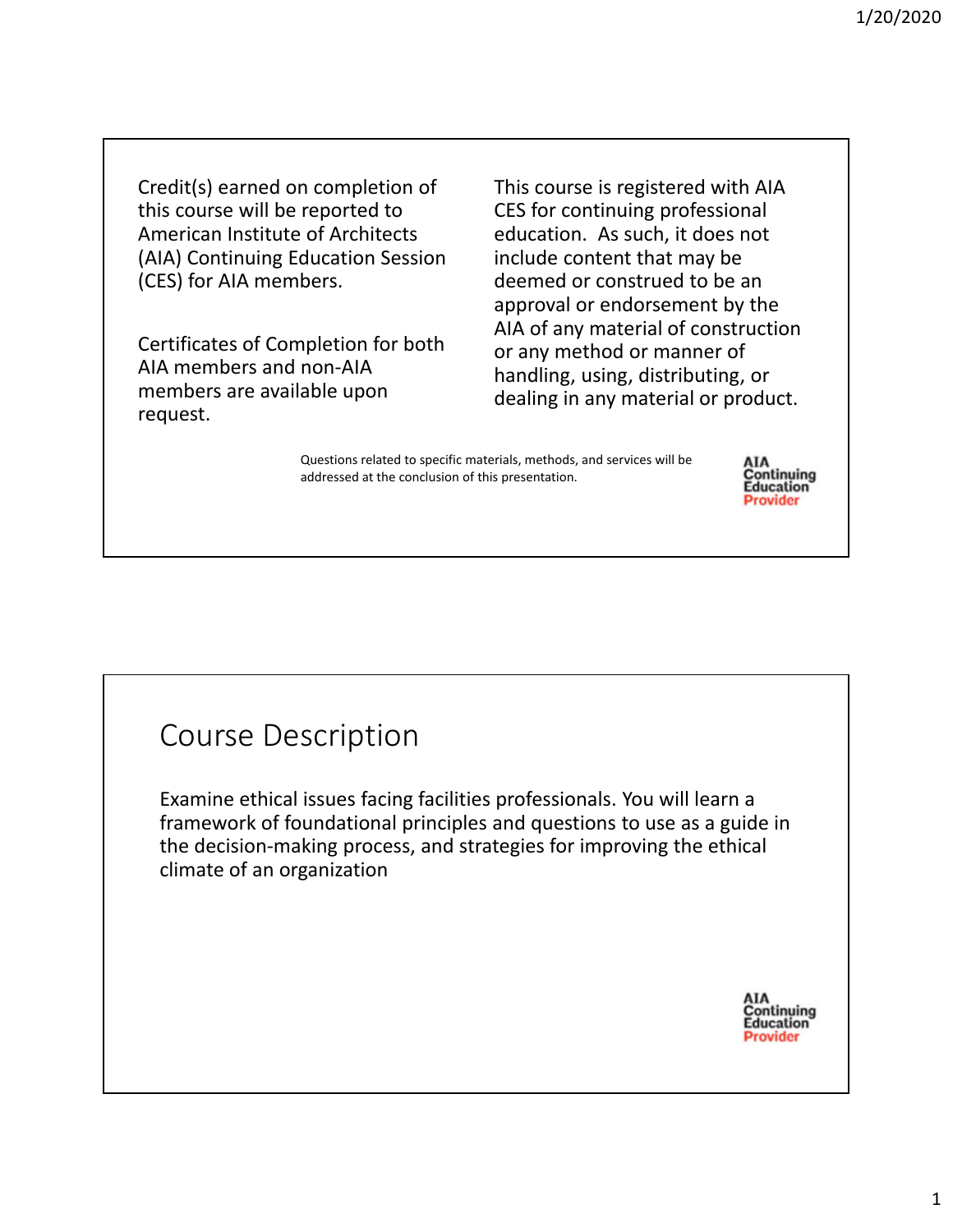Credit(s) earned on completion of this course will be reported to American Institute of Architects (AIA) Continuing Education Session (CES) for AIA members.

Certificates of Completion for both AIA members and non-AIA members are available upon request.

This course is registered with AIA CES for continuing professional education. As such, it does not include content that may be deemed or construed to be an approval or endorsement by the AIA of any material of construction or any method or manner of handling, using, distributing, or dealing in any material or product.

Questions related to specific materials, methods, and services will be addressed at the conclusion of this presentation.

AIA Continuing Education Provider

# Course Description

Examine ethical issues facing facilities professionals. You will learn a framework of foundational principles and questions to use as a guide in the decision-making process, and strategies for improving the ethical climate of an organization

AIA Continuing Education Provider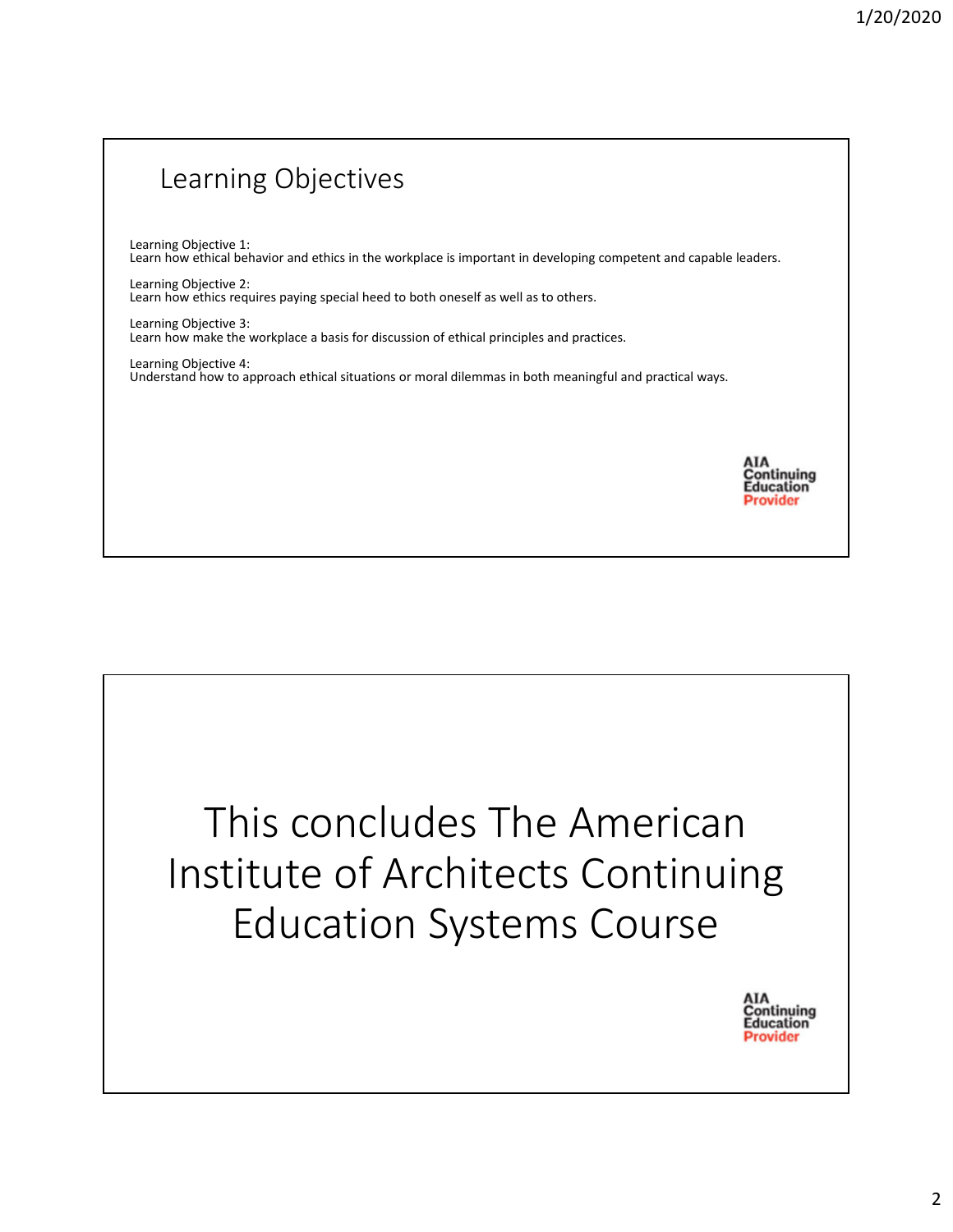## Learning Objectives

Learning Objective 1:
Learn how ethical behavior and ethics in the workplace is important in developing competent and capable leaders.

Learning Objective 2:
Learn how ethics requires paying special heed to both oneself as well as to others.

Learning Objective 3:
Learn how make the workplace a basis for discussion of ethical principles and practices.

Learning Objective 4:
Understand how to approach ethical situations or moral dilemmas in both meaningful and practical ways.

AIA Continuing Education Provider

# This concludes The American Institute of Architects Continuing Education Systems Course

AIA Continuing Education Provider